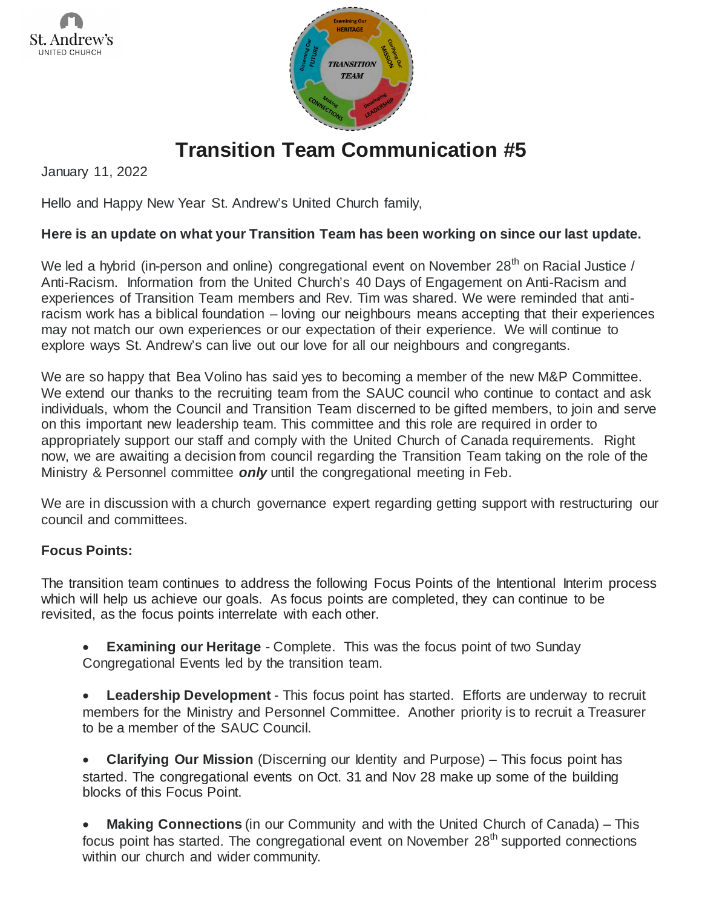# Transition Team Communication #5

January 11, 2022

Hello and Happy New Year St. Andrew's United Church family,

**Here is an update on what your Transition Team has been working on since our last update.**

We led a hybrid (in-person and online) congregational event on November 28th on Racial Justice / Anti-Racism. Information from the United Church's 40 Days of Engagement on Anti-Racism and experiences of Transition Team members and Rev. Tim was shared. We were reminded that anti-racism work has a biblical foundation – loving our neighbours means accepting that their experiences may not match our own experiences or our expectation of their experience. We will continue to explore ways St. Andrew's can live out our love for all our neighbours and congregants.

We are so happy that Bea Volino has said yes to becoming a member of the new M&P Committee. We extend our thanks to the recruiting team from the SAUC council who continue to contact and ask individuals, whom the Council and Transition Team discerned to be gifted members, to join and serve on this important new leadership team. This committee and this role are required in order to appropriately support our staff and comply with the United Church of Canada requirements. Right now, we are awaiting a decision from council regarding the Transition Team taking on the role of the Ministry & Personnel committee ***only*** until the congregational meeting in Feb.

We are in discussion with a church governance expert regarding getting support with restructuring our council and committees.

**Focus Points:**

The transition team continues to address the following Focus Points of the Intentional Interim process which will help us achieve our goals. As focus points are completed, they can continue to be revisited, as the focus points interrelate with each other.

- **Examining our Heritage** - Complete. This was the focus point of two Sunday Congregational Events led by the transition team.

- **Leadership Development** - This focus point has started. Efforts are underway to recruit members for the Ministry and Personnel Committee. Another priority is to recruit a Treasurer to be a member of the SAUC Council.

- **Clarifying Our Mission** (Discerning our Identity and Purpose) – This focus point has started. The congregational events on Oct. 31 and Nov 28 make up some of the building blocks of this Focus Point.

- **Making Connections** (in our Community and with the United Church of Canada) – This focus point has started. The congregational event on November 28th supported connections within our church and wider community.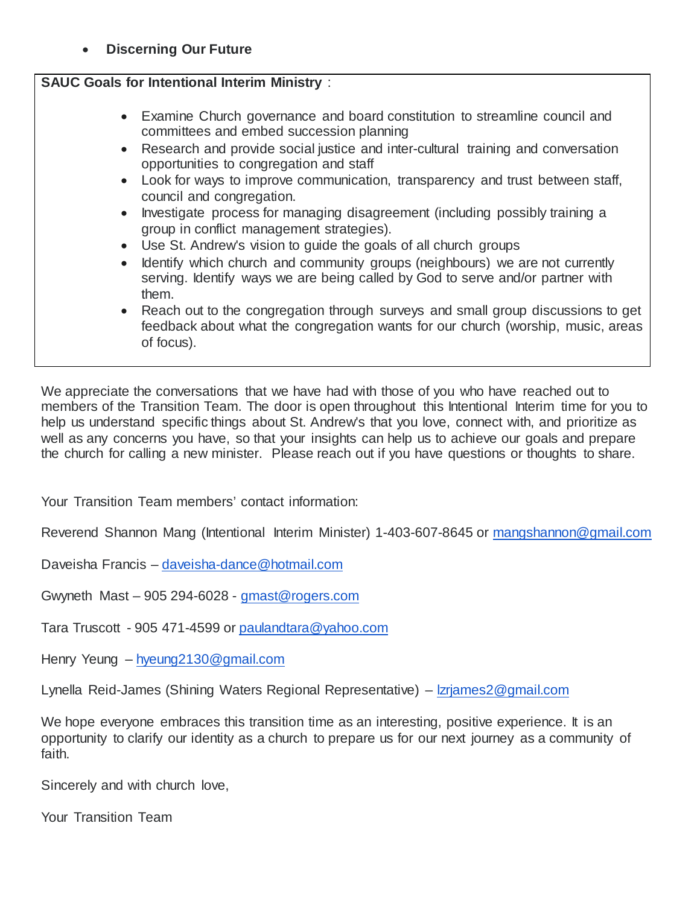- **Discerning Our Future**

**SAUC Goals for Intentional Interim Ministry** :

- Examine Church governance and board constitution to streamline council and committees and embed succession planning
- Research and provide social justice and inter-cultural training and conversation opportunities to congregation and staff
- Look for ways to improve communication, transparency and trust between staff, council and congregation.
- Investigate process for managing disagreement (including possibly training a group in conflict management strategies).
- Use St. Andrew's vision to guide the goals of all church groups
- Identify which church and community groups (neighbours) we are not currently serving. Identify ways we are being called by God to serve and/or partner with them.
- Reach out to the congregation through surveys and small group discussions to get feedback about what the congregation wants for our church (worship, music, areas of focus).

We appreciate the conversations that we have had with those of you who have reached out to members of the Transition Team. The door is open throughout this Intentional Interim time for you to help us understand specific things about St. Andrew's that you love, connect with, and prioritize as well as any concerns you have, so that your insights can help us to achieve our goals and prepare the church for calling a new minister. Please reach out if you have questions or thoughts to share.

Your Transition Team members' contact information:

Reverend Shannon Mang (Intentional Interim Minister) 1-403-607-8645 or mangshannon@gmail.com

Daveisha Francis – daveisha-dance@hotmail.com

Gwyneth Mast – 905 294-6028 - gmast@rogers.com

Tara Truscott - 905 471-4599 or paulandtara@yahoo.com

Henry Yeung – hyeung2130@gmail.com

Lynella Reid-James (Shining Waters Regional Representative) – lzrjames2@gmail.com

We hope everyone embraces this transition time as an interesting, positive experience. It is an opportunity to clarify our identity as a church to prepare us for our next journey as a community of faith.

Sincerely and with church love,

Your Transition Team